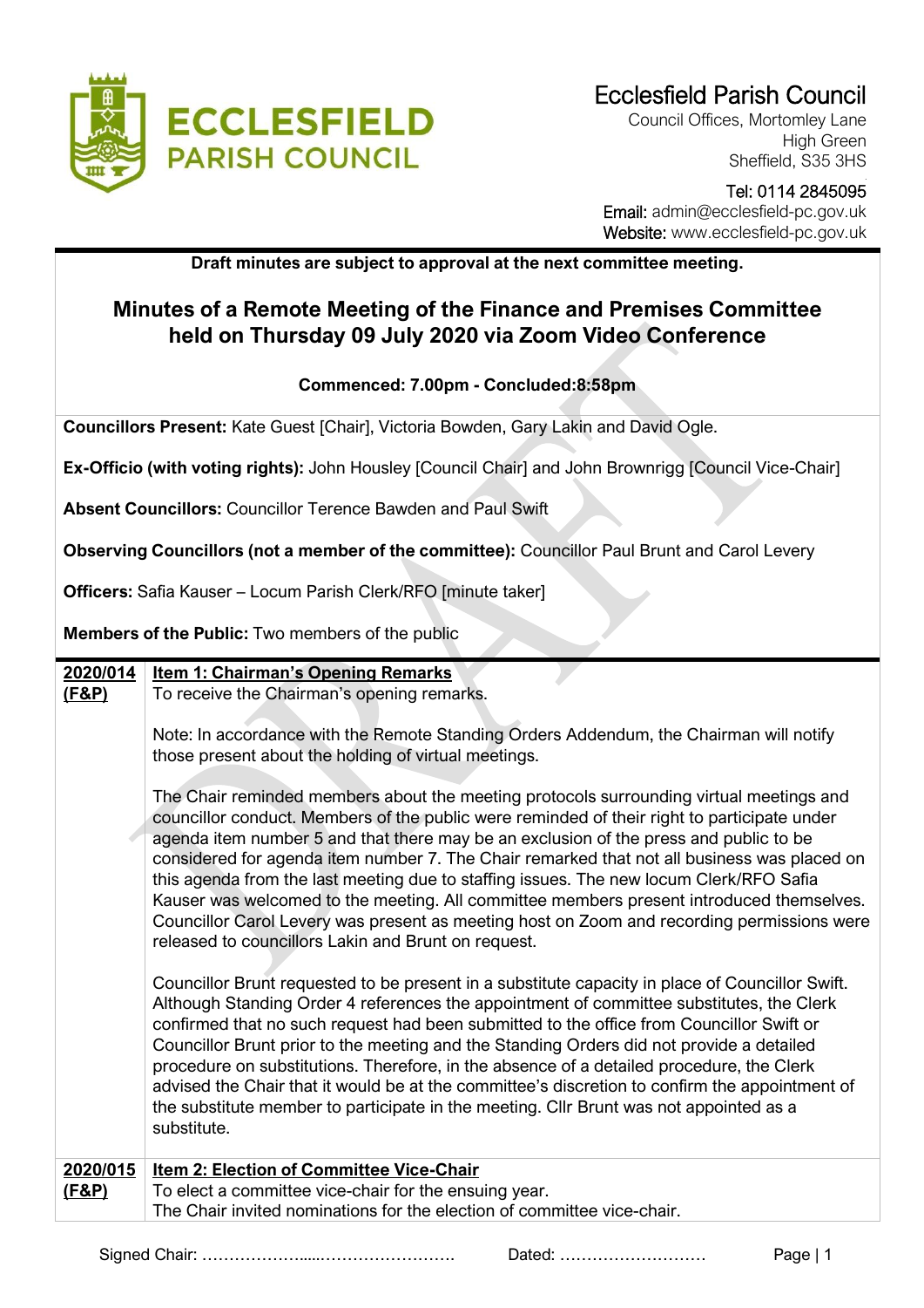# Ecclesfield Parish Council

Council Offices, Mortomley Lane
High Green
Sheffield, S35 3HS

Tel: 0114 2845095
Email: admin@ecclesfield-pc.gov.uk
Website: www.ecclesfield-pc.gov.uk

**Draft minutes are subject to approval at the next committee meeting.**

## Minutes of a Remote Meeting of the Finance and Premises Committee held on Thursday 09 July 2020 via Zoom Video Conference

**Commenced: 7.00pm - Concluded:8:58pm**

**Councillors Present:** Kate Guest [Chair], Victoria Bowden, Gary Lakin and David Ogle.

**Ex-Officio (with voting rights):** John Housley [Council Chair] and John Brownrigg [Council Vice-Chair]

**Absent Councillors:** Councillor Terence Bawden and Paul Swift

**Observing Councillors (not a member of the committee):** Councillor Paul Brunt and Carol Levery

**Officers:** Safia Kauser – Locum Parish Clerk/RFO [minute taker]

**Members of the Public:** Two members of the public

**2020/014 (F&P)**

**Item 1: Chairman's Opening Remarks**

To receive the Chairman's opening remarks.

Note: In accordance with the Remote Standing Orders Addendum, the Chairman will notify those present about the holding of virtual meetings.

The Chair reminded members about the meeting protocols surrounding virtual meetings and councillor conduct. Members of the public were reminded of their right to participate under agenda item number 5 and that there may be an exclusion of the press and public to be considered for agenda item number 7. The Chair remarked that not all business was placed on this agenda from the last meeting due to staffing issues. The new locum Clerk/RFO Safia Kauser was welcomed to the meeting. All committee members present introduced themselves. Councillor Carol Levery was present as meeting host on Zoom and recording permissions were released to councillors Lakin and Brunt on request.

Councillor Brunt requested to be present in a substitute capacity in place of Councillor Swift. Although Standing Order 4 references the appointment of committee substitutes, the Clerk confirmed that no such request had been submitted to the office from Councillor Swift or Councillor Brunt prior to the meeting and the Standing Orders did not provide a detailed procedure on substitutions. Therefore, in the absence of a detailed procedure, the Clerk advised the Chair that it would be at the committee's discretion to confirm the appointment of the substitute member to participate in the meeting. Cllr Brunt was not appointed as a substitute.

**2020/015 (F&P)**

**Item 2: Election of Committee Vice-Chair**

To elect a committee vice-chair for the ensuing year.

The Chair invited nominations for the election of committee vice-chair.

Signed Chair: ………………….……………………. Dated: ………………………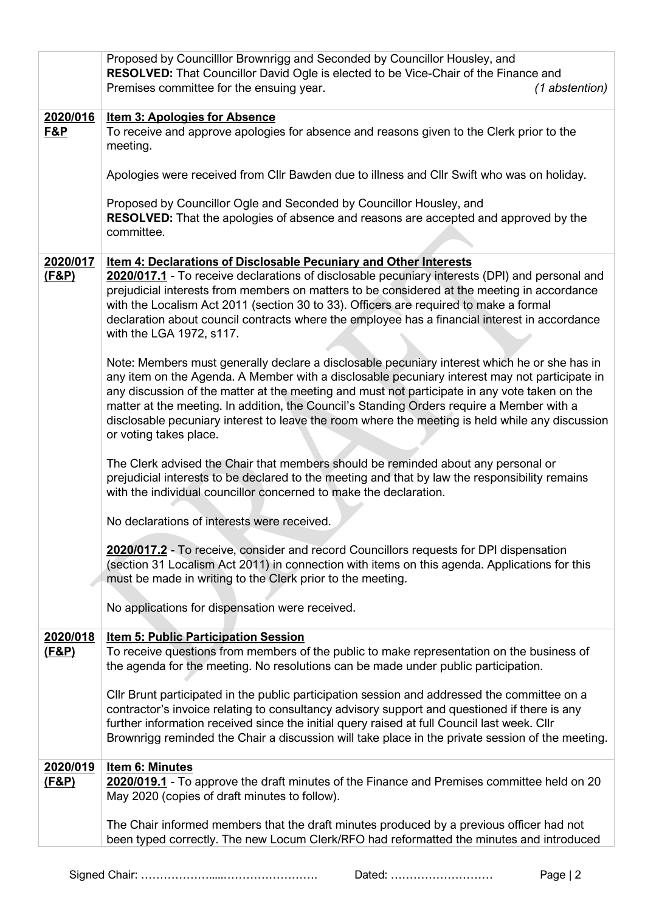| | |
|---|---|
| | Proposed by Councilllor Brownrigg and Seconded by Councillor Housley, and **RESOLVED:** That Councillor David Ogle is elected to be Vice-Chair of the Finance and Premises committee for the ensuing year. *(1 abstention)* |
| **2020/016 F&P** | **Item 3: Apologies for Absence** To receive and approve apologies for absence and reasons given to the Clerk prior to the meeting. <br><br> Apologies were received from Cllr Bawden due to illness and Cllr Swift who was on holiday. <br><br> Proposed by Councillor Ogle and Seconded by Councillor Housley, and **RESOLVED:** That the apologies of absence and reasons are accepted and approved by the committee. |
| **2020/017 (F&P)** | **Item 4: Declarations of Disclosable Pecuniary and Other Interests** <br> **2020/017.1** - To receive declarations of disclosable pecuniary interests (DPI) and personal and prejudicial interests from members on matters to be considered at the meeting in accordance with the Localism Act 2011 (section 30 to 33). Officers are required to make a formal declaration about council contracts where the employee has a financial interest in accordance with the LGA 1972, s117. <br><br> Note: Members must generally declare a disclosable pecuniary interest which he or she has in any item on the Agenda. A Member with a disclosable pecuniary interest may not participate in any discussion of the matter at the meeting and must not participate in any vote taken on the matter at the meeting. In addition, the Council's Standing Orders require a Member with a disclosable pecuniary interest to leave the room where the meeting is held while any discussion or voting takes place. <br><br> The Clerk advised the Chair that members should be reminded about any personal or prejudicial interests to be declared to the meeting and that by law the responsibility remains with the individual councillor concerned to make the declaration. <br><br> No declarations of interests were received. <br><br> **2020/017.2** - To receive, consider and record Councillors requests for DPI dispensation (section 31 Localism Act 2011) in connection with items on this agenda. Applications for this must be made in writing to the Clerk prior to the meeting. <br><br> No applications for dispensation were received. |
| **2020/018 (F&P)** | **Item 5: Public Participation Session** To receive questions from members of the public to make representation on the business of the agenda for the meeting. No resolutions can be made under public participation. <br><br> Cllr Brunt participated in the public participation session and addressed the committee on a contractor's invoice relating to consultancy advisory support and questioned if there is any further information received since the initial query raised at full Council last week. Cllr Brownrigg reminded the Chair a discussion will take place in the private session of the meeting. |
| **2020/019 (F&P)** | **Item 6: Minutes** <br> **2020/019.1** - To approve the draft minutes of the Finance and Premises committee held on 20 May 2020 (copies of draft minutes to follow). <br><br> The Chair informed members that the draft minutes produced by a previous officer had not been typed correctly. The new Locum Clerk/RFO had reformatted the minutes and introduced |

Signed Chair: ……………….....……………………. Dated: ………………………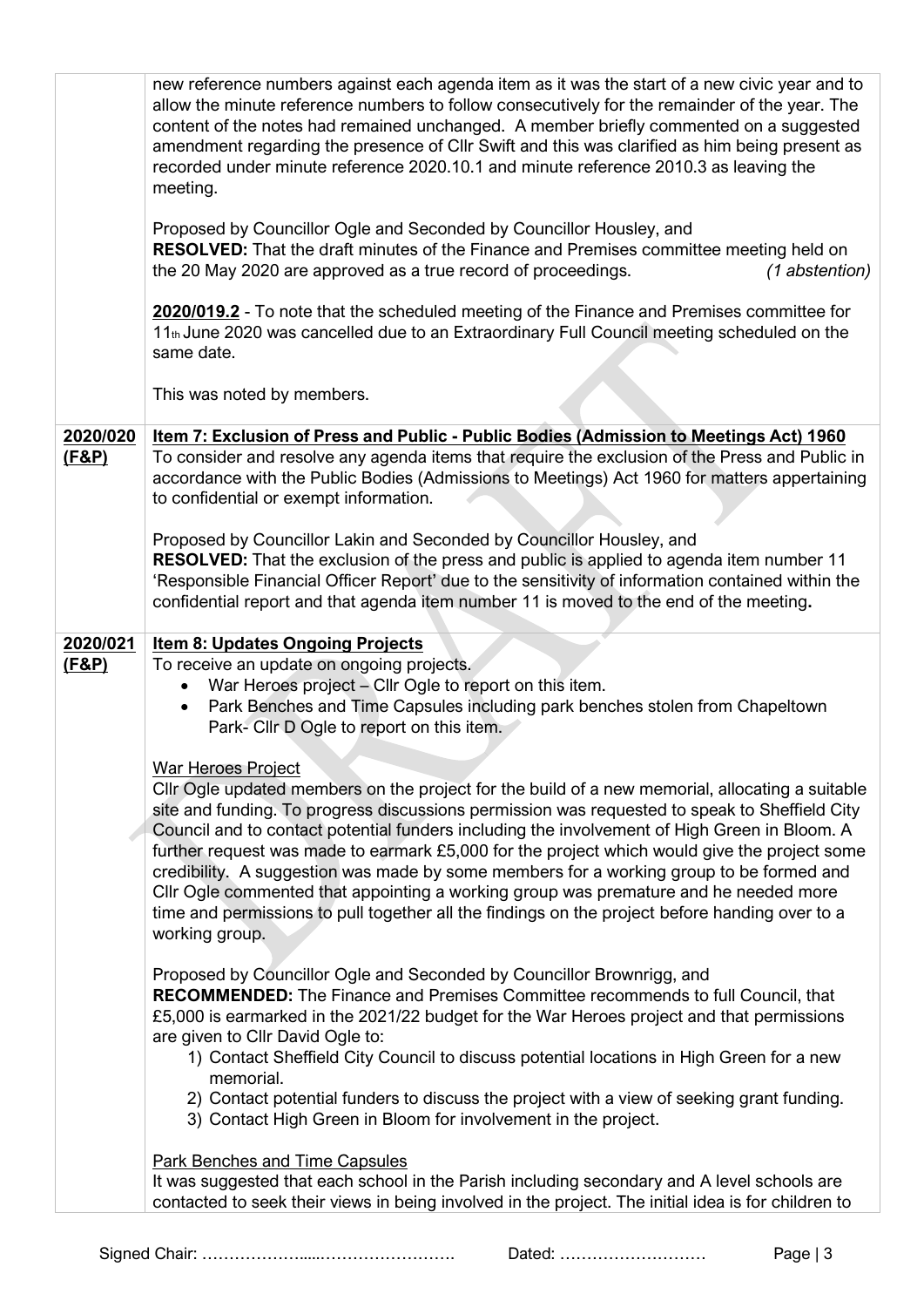| | |
|---|---|
| | new reference numbers against each agenda item as it was the start of a new civic year and to allow the minute reference numbers to follow consecutively for the remainder of the year. The content of the notes had remained unchanged. A member briefly commented on a suggested amendment regarding the presence of Cllr Swift and this was clarified as him being present as recorded under minute reference 2020.10.1 and minute reference 2010.3 as leaving the meeting.<br><br>Proposed by Councillor Ogle and Seconded by Councillor Housley, and<br>**RESOLVED:** That the draft minutes of the Finance and Premises committee meeting held on the 20 May 2020 are approved as a true record of proceedings. *(1 abstention)*<br><br>**<u>2020/019.2</u>** - To note that the scheduled meeting of the Finance and Premises committee for 11th June 2020 was cancelled due to an Extraordinary Full Council meeting scheduled on the same date.<br><br>This was noted by members. |
| **<u>2020/020 (F&P)</u>** | **<u>Item 7: Exclusion of Press and Public - Public Bodies (Admission to Meetings Act) 1960</u>**<br>To consider and resolve any agenda items that require the exclusion of the Press and Public in accordance with the Public Bodies (Admissions to Meetings) Act 1960 for matters appertaining to confidential or exempt information.<br><br>Proposed by Councillor Lakin and Seconded by Councillor Housley, and<br>**RESOLVED:** That the exclusion of the press and public is applied to agenda item number 11 'Responsible Financial Officer Report' due to the sensitivity of information contained within the confidential report and that agenda item number 11 is moved to the end of the meeting**.** |
| **<u>2020/021 (F&P)</u>** | **<u>Item 8: Updates Ongoing Projects</u>**<br>To receive an update on ongoing projects.<br>• War Heroes project – Cllr Ogle to report on this item.<br>• Park Benches and Time Capsules including park benches stolen from Chapeltown Park- Cllr D Ogle to report on this item.<br><br><u>War Heroes Project</u><br>Cllr Ogle updated members on the project for the build of a new memorial, allocating a suitable site and funding. To progress discussions permission was requested to speak to Sheffield City Council and to contact potential funders including the involvement of High Green in Bloom. A further request was made to earmark £5,000 for the project which would give the project some credibility. A suggestion was made by some members for a working group to be formed and Cllr Ogle commented that appointing a working group was premature and he needed more time and permissions to pull together all the findings on the project before handing over to a working group.<br><br>Proposed by Councillor Ogle and Seconded by Councillor Brownrigg, and<br>**RECOMMENDED:** The Finance and Premises Committee recommends to full Council, that £5,000 is earmarked in the 2021/22 budget for the War Heroes project and that permissions are given to Cllr David Ogle to:<br>1) Contact Sheffield City Council to discuss potential locations in High Green for a new memorial.<br>2) Contact potential funders to discuss the project with a view of seeking grant funding.<br>3) Contact High Green in Bloom for involvement in the project.<br><br><u>Park Benches and Time Capsules</u><br>It was suggested that each school in the Parish including secondary and A level schools are contacted to seek their views in being involved in the project. The initial idea is for children to |

Signed Chair: ………………....……………………. Dated: ………………………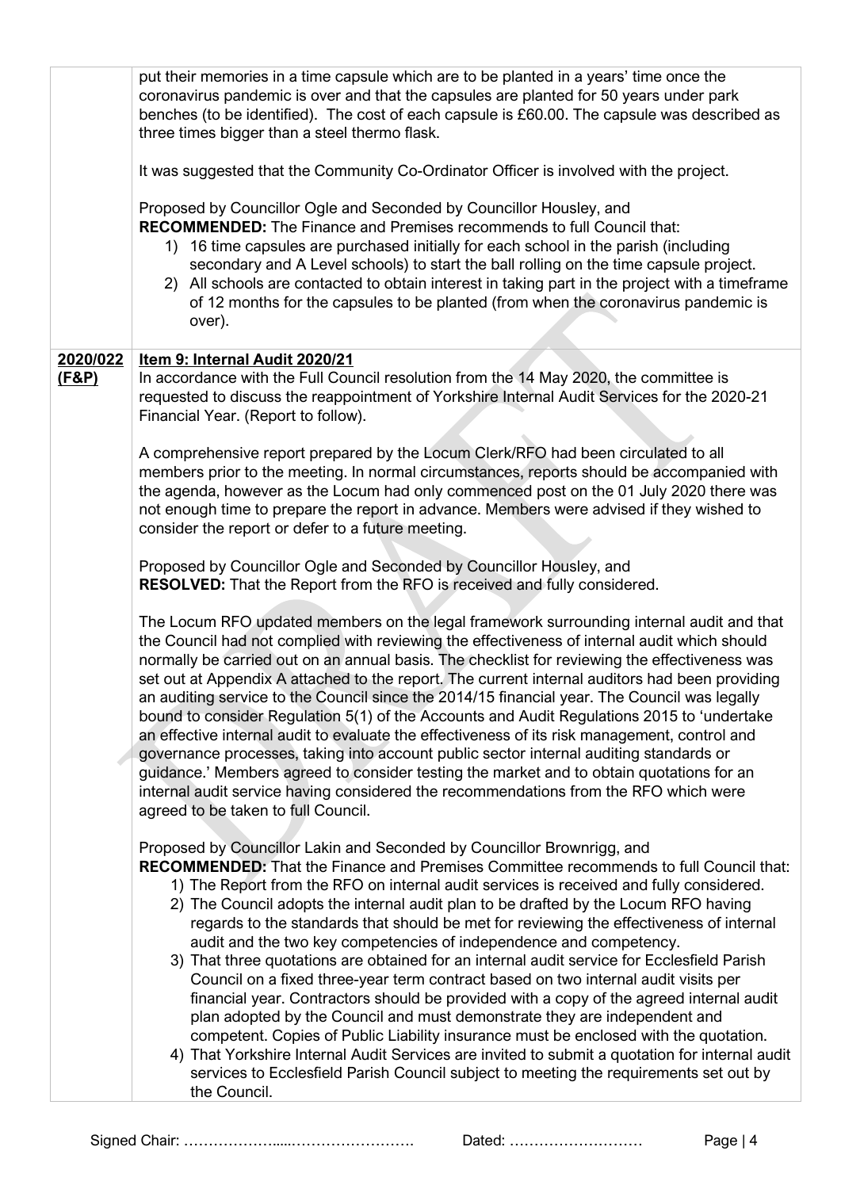| | |
|---|---|
| | put their memories in a time capsule which are to be planted in a years' time once the coronavirus pandemic is over and that the capsules are planted for 50 years under park benches (to be identified). The cost of each capsule is £60.00. The capsule was described as three times bigger than a steel thermo flask.<br><br>It was suggested that the Community Co-Ordinator Officer is involved with the project.<br><br>Proposed by Councillor Ogle and Seconded by Councillor Housley, and<br>**RECOMMENDED:** The Finance and Premises recommends to full Council that:<br>1) 16 time capsules are purchased initially for each school in the parish (including secondary and A Level schools) to start the ball rolling on the time capsule project.<br>2) All schools are contacted to obtain interest in taking part in the project with a timeframe of 12 months for the capsules to be planted (from when the coronavirus pandemic is over). |
| **2020/022 (F&P)** | **Item 9: Internal Audit 2020/21**<br>In accordance with the Full Council resolution from the 14 May 2020, the committee is requested to discuss the reappointment of Yorkshire Internal Audit Services for the 2020-21 Financial Year. (Report to follow).<br><br>A comprehensive report prepared by the Locum Clerk/RFO had been circulated to all members prior to the meeting. In normal circumstances, reports should be accompanied with the agenda, however as the Locum had only commenced post on the 01 July 2020 there was not enough time to prepare the report in advance. Members were advised if they wished to consider the report or defer to a future meeting.<br><br>Proposed by Councillor Ogle and Seconded by Councillor Housley, and<br>**RESOLVED:** That the Report from the RFO is received and fully considered.<br><br>The Locum RFO updated members on the legal framework surrounding internal audit and that the Council had not complied with reviewing the effectiveness of internal audit which should normally be carried out on an annual basis. The checklist for reviewing the effectiveness was set out at Appendix A attached to the report. The current internal auditors had been providing an auditing service to the Council since the 2014/15 financial year. The Council was legally bound to consider Regulation 5(1) of the Accounts and Audit Regulations 2015 to 'undertake an effective internal audit to evaluate the effectiveness of its risk management, control and governance processes, taking into account public sector internal auditing standards or guidance.' Members agreed to consider testing the market and to obtain quotations for an internal audit service having considered the recommendations from the RFO which were agreed to be taken to full Council.<br><br>Proposed by Councillor Lakin and Seconded by Councillor Brownrigg, and<br>**RECOMMENDED:** That the Finance and Premises Committee recommends to full Council that:<br>1) The Report from the RFO on internal audit services is received and fully considered.<br>2) The Council adopts the internal audit plan to be drafted by the Locum RFO having regards to the standards that should be met for reviewing the effectiveness of internal audit and the two key competencies of independence and competency.<br>3) That three quotations are obtained for an internal audit service for Ecclesfield Parish Council on a fixed three-year term contract based on two internal audit visits per financial year. Contractors should be provided with a copy of the agreed internal audit plan adopted by the Council and must demonstrate they are independent and competent. Copies of Public Liability insurance must be enclosed with the quotation.<br>4) That Yorkshire Internal Audit Services are invited to submit a quotation for internal audit services to Ecclesfield Parish Council subject to meeting the requirements set out by the Council. |

Signed Chair: ……………….....……………………. Dated: ………………………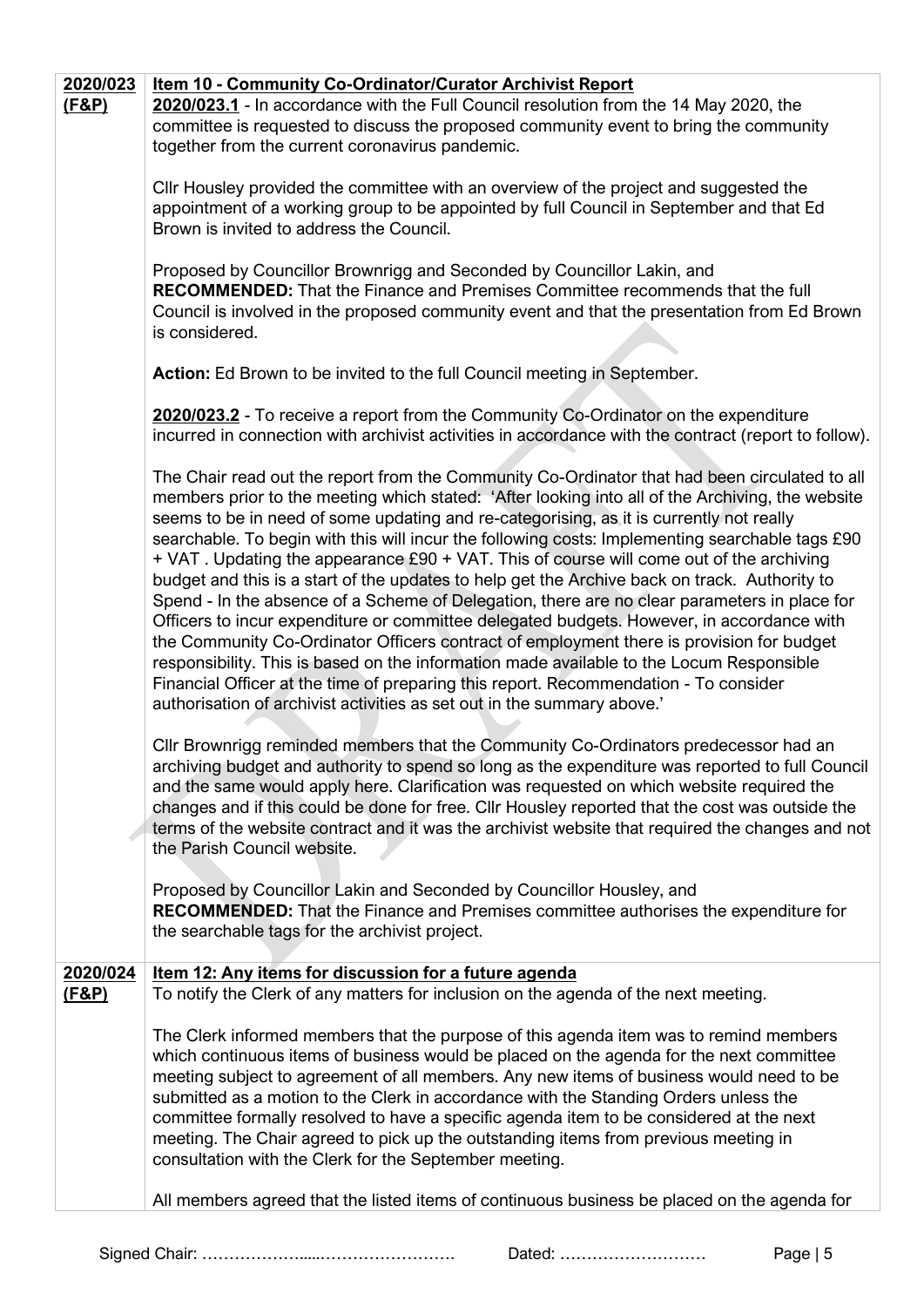| | |
|---|---|
| **2020/023 (F&P)** | **Item 10 - Community Co-Ordinator/Curator Archivist Report**<br>**2020/023.1** - In accordance with the Full Council resolution from the 14 May 2020, the committee is requested to discuss the proposed community event to bring the community together from the current coronavirus pandemic.<br><br>Cllr Housley provided the committee with an overview of the project and suggested the appointment of a working group to be appointed by full Council in September and that Ed Brown is invited to address the Council.<br><br>Proposed by Councillor Brownrigg and Seconded by Councillor Lakin, and<br>**RECOMMENDED:** That the Finance and Premises Committee recommends that the full Council is involved in the proposed community event and that the presentation from Ed Brown is considered.<br><br>**Action:** Ed Brown to be invited to the full Council meeting in September.<br><br>**2020/023.2** - To receive a report from the Community Co-Ordinator on the expenditure incurred in connection with archivist activities in accordance with the contract (report to follow).<br><br>The Chair read out the report from the Community Co-Ordinator that had been circulated to all members prior to the meeting which stated: 'After looking into all of the Archiving, the website seems to be in need of some updating and re-categorising, as it is currently not really searchable. To begin with this will incur the following costs: Implementing searchable tags £90 + VAT . Updating the appearance £90 + VAT. This of course will come out of the archiving budget and this is a start of the updates to help get the Archive back on track. Authority to Spend - In the absence of a Scheme of Delegation, there are no clear parameters in place for Officers to incur expenditure or committee delegated budgets. However, in accordance with the Community Co-Ordinator Officers contract of employment there is provision for budget responsibility. This is based on the information made available to the Locum Responsible Financial Officer at the time of preparing this report. Recommendation - To consider authorisation of archivist activities as set out in the summary above.'<br><br>Cllr Brownrigg reminded members that the Community Co-Ordinators predecessor had an archiving budget and authority to spend so long as the expenditure was reported to full Council and the same would apply here. Clarification was requested on which website required the changes and if this could be done for free. Cllr Housley reported that the cost was outside the terms of the website contract and it was the archivist website that required the changes and not the Parish Council website.<br><br>Proposed by Councillor Lakin and Seconded by Councillor Housley, and<br>**RECOMMENDED:** That the Finance and Premises committee authorises the expenditure for the searchable tags for the archivist project. |
| **2020/024 (F&P)** | **Item 12: Any items for discussion for a future agenda**<br>To notify the Clerk of any matters for inclusion on the agenda of the next meeting.<br><br>The Clerk informed members that the purpose of this agenda item was to remind members which continuous items of business would be placed on the agenda for the next committee meeting subject to agreement of all members. Any new items of business would need to be submitted as a motion to the Clerk in accordance with the Standing Orders unless the committee formally resolved to have a specific agenda item to be considered at the next meeting. The Chair agreed to pick up the outstanding items from previous meeting in consultation with the Clerk for the September meeting.<br><br>All members agreed that the listed items of continuous business be placed on the agenda for |

Signed Chair: ……………….....……………………. Dated: ………………………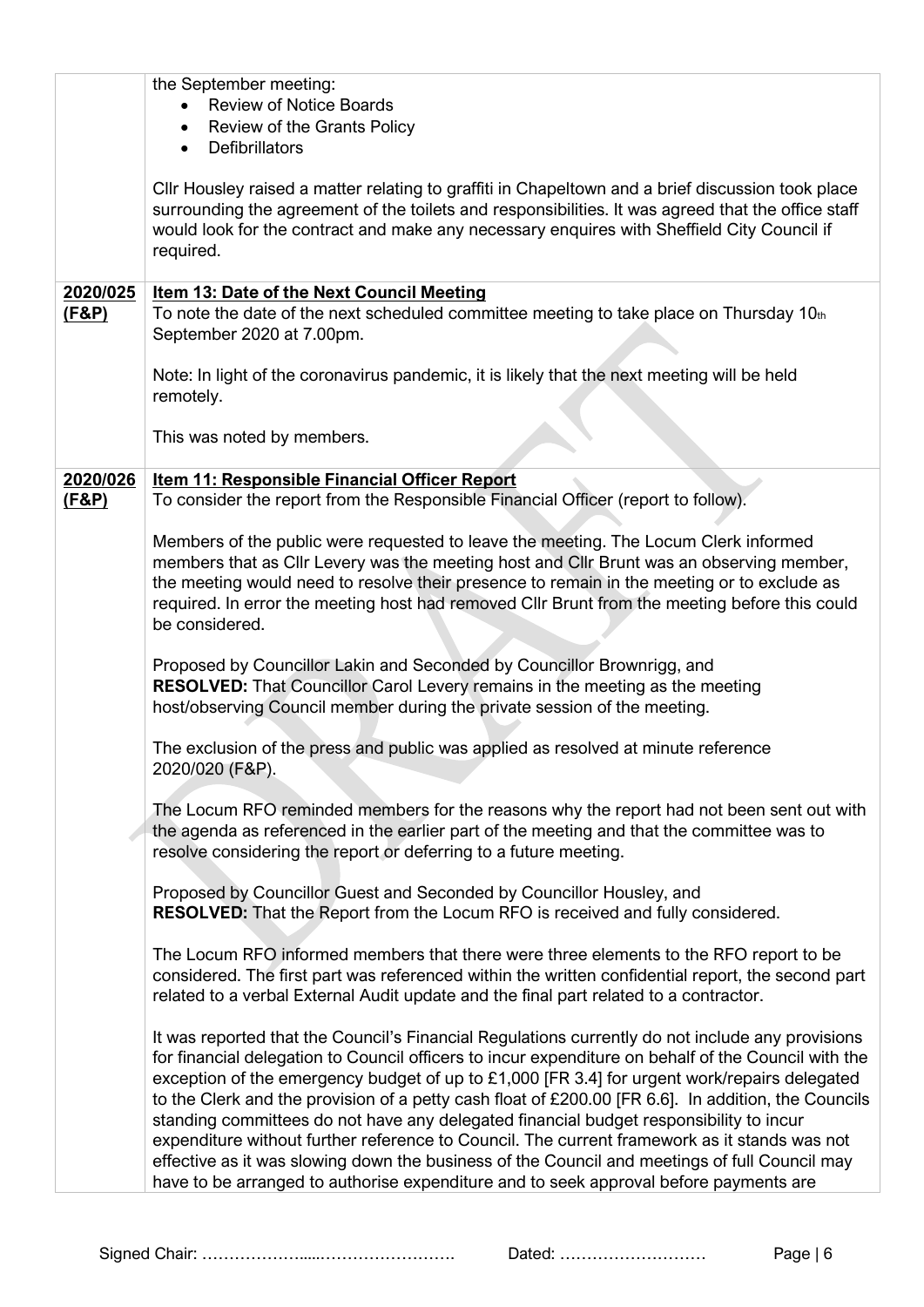| | |
|---|---|
| | the September meeting:<br>• Review of Notice Boards<br>• Review of the Grants Policy<br>• Defibrillators<br><br>Cllr Housley raised a matter relating to graffiti in Chapeltown and a brief discussion took place surrounding the agreement of the toilets and responsibilities. It was agreed that the office staff would look for the contract and make any necessary enquires with Sheffield City Council if required. |
| **2020/025 (F&P)** | **Item 13: Date of the Next Council Meeting**<br>To note the date of the next scheduled committee meeting to take place on Thursday 10th September 2020 at 7.00pm.<br><br>Note: In light of the coronavirus pandemic, it is likely that the next meeting will be held remotely.<br><br>This was noted by members. |
| **2020/026 (F&P)** | **Item 11: Responsible Financial Officer Report**<br>To consider the report from the Responsible Financial Officer (report to follow).<br><br>Members of the public were requested to leave the meeting. The Locum Clerk informed members that as Cllr Levery was the meeting host and Cllr Brunt was an observing member, the meeting would need to resolve their presence to remain in the meeting or to exclude as required. In error the meeting host had removed Cllr Brunt from the meeting before this could be considered.<br><br>Proposed by Councillor Lakin and Seconded by Councillor Brownrigg, and<br>**RESOLVED:** That Councillor Carol Levery remains in the meeting as the meeting host/observing Council member during the private session of the meeting.<br><br>The exclusion of the press and public was applied as resolved at minute reference 2020/020 (F&P).<br><br>The Locum RFO reminded members for the reasons why the report had not been sent out with the agenda as referenced in the earlier part of the meeting and that the committee was to resolve considering the report or deferring to a future meeting.<br><br>Proposed by Councillor Guest and Seconded by Councillor Housley, and<br>**RESOLVED:** That the Report from the Locum RFO is received and fully considered.<br><br>The Locum RFO informed members that there were three elements to the RFO report to be considered. The first part was referenced within the written confidential report, the second part related to a verbal External Audit update and the final part related to a contractor.<br><br>It was reported that the Council's Financial Regulations currently do not include any provisions for financial delegation to Council officers to incur expenditure on behalf of the Council with the exception of the emergency budget of up to £1,000 [FR 3.4] for urgent work/repairs delegated to the Clerk and the provision of a petty cash float of £200.00 [FR 6.6]. In addition, the Councils standing committees do not have any delegated financial budget responsibility to incur expenditure without further reference to Council. The current framework as it stands was not effective as it was slowing down the business of the Council and meetings of full Council may have to be arranged to authorise expenditure and to seek approval before payments are |

Signed Chair: …………………....……………………. Dated: ………………………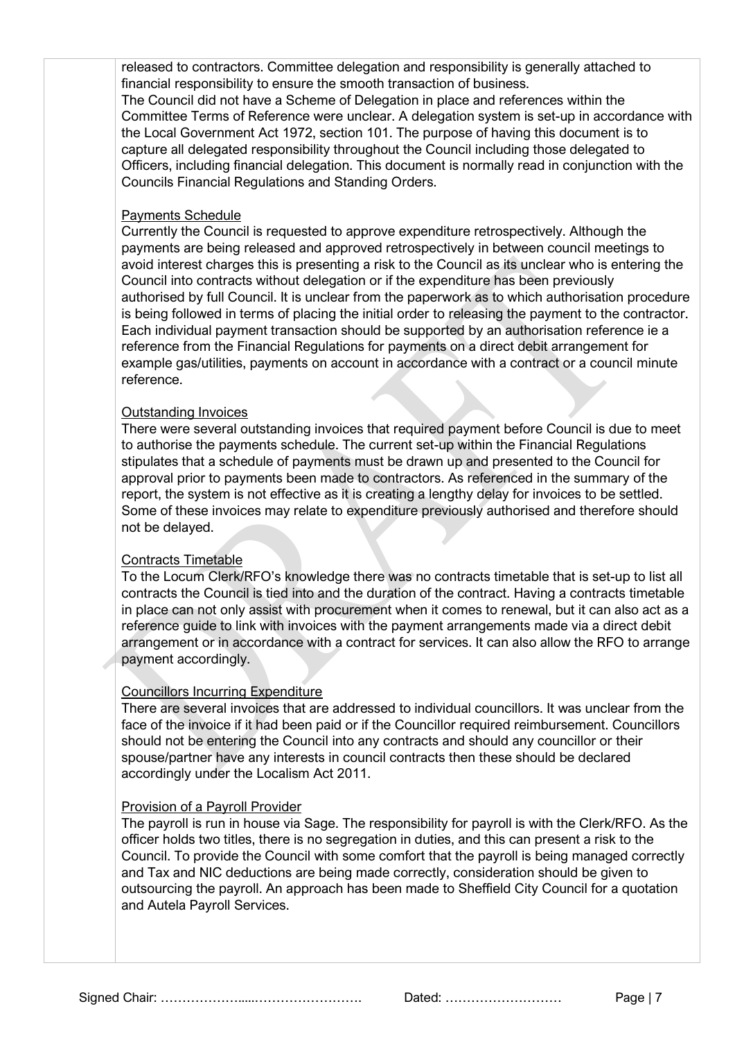released to contractors. Committee delegation and responsibility is generally attached to financial responsibility to ensure the smooth transaction of business.
The Council did not have a Scheme of Delegation in place and references within the Committee Terms of Reference were unclear. A delegation system is set-up in accordance with the Local Government Act 1972, section 101. The purpose of having this document is to capture all delegated responsibility throughout the Council including those delegated to Officers, including financial delegation. This document is normally read in conjunction with the Councils Financial Regulations and Standing Orders.

Payments Schedule

Currently the Council is requested to approve expenditure retrospectively. Although the payments are being released and approved retrospectively in between council meetings to avoid interest charges this is presenting a risk to the Council as its unclear who is entering the Council into contracts without delegation or if the expenditure has been previously authorised by full Council. It is unclear from the paperwork as to which authorisation procedure is being followed in terms of placing the initial order to releasing the payment to the contractor. Each individual payment transaction should be supported by an authorisation reference ie a reference from the Financial Regulations for payments on a direct debit arrangement for example gas/utilities, payments on account in accordance with a contract or a council minute reference.

Outstanding Invoices

There were several outstanding invoices that required payment before Council is due to meet to authorise the payments schedule. The current set-up within the Financial Regulations stipulates that a schedule of payments must be drawn up and presented to the Council for approval prior to payments been made to contractors. As referenced in the summary of the report, the system is not effective as it is creating a lengthy delay for invoices to be settled. Some of these invoices may relate to expenditure previously authorised and therefore should not be delayed.

Contracts Timetable

To the Locum Clerk/RFO's knowledge there was no contracts timetable that is set-up to list all contracts the Council is tied into and the duration of the contract. Having a contracts timetable in place can not only assist with procurement when it comes to renewal, but it can also act as a reference guide to link with invoices with the payment arrangements made via a direct debit arrangement or in accordance with a contract for services. It can also allow the RFO to arrange payment accordingly.

Councillors Incurring Expenditure

There are several invoices that are addressed to individual councillors. It was unclear from the face of the invoice if it had been paid or if the Councillor required reimbursement. Councillors should not be entering the Council into any contracts and should any councillor or their spouse/partner have any interests in council contracts then these should be declared accordingly under the Localism Act 2011.

Provision of a Payroll Provider

The payroll is run in house via Sage. The responsibility for payroll is with the Clerk/RFO. As the officer holds two titles, there is no segregation in duties, and this can present a risk to the Council. To provide the Council with some comfort that the payroll is being managed correctly and Tax and NIC deductions are being made correctly, consideration should be given to outsourcing the payroll. An approach has been made to Sheffield City Council for a quotation and Autela Payroll Services.

Signed Chair: ………………....……………………. Dated: ………………………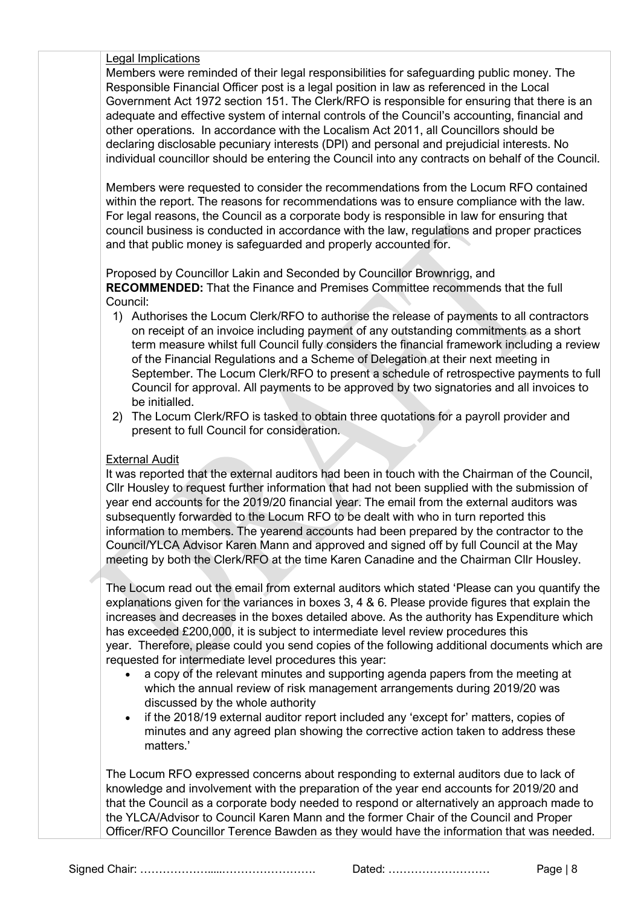Legal Implications

Members were reminded of their legal responsibilities for safeguarding public money. The Responsible Financial Officer post is a legal position in law as referenced in the Local Government Act 1972 section 151. The Clerk/RFO is responsible for ensuring that there is an adequate and effective system of internal controls of the Council's accounting, financial and other operations. In accordance with the Localism Act 2011, all Councillors should be declaring disclosable pecuniary interests (DPI) and personal and prejudicial interests. No individual councillor should be entering the Council into any contracts on behalf of the Council.

Members were requested to consider the recommendations from the Locum RFO contained within the report. The reasons for recommendations was to ensure compliance with the law. For legal reasons, the Council as a corporate body is responsible in law for ensuring that council business is conducted in accordance with the law, regulations and proper practices and that public money is safeguarded and properly accounted for.

Proposed by Councillor Lakin and Seconded by Councillor Brownrigg, and **RECOMMENDED:** That the Finance and Premises Committee recommends that the full Council:

1) Authorises the Locum Clerk/RFO to authorise the release of payments to all contractors on receipt of an invoice including payment of any outstanding commitments as a short term measure whilst full Council fully considers the financial framework including a review of the Financial Regulations and a Scheme of Delegation at their next meeting in September. The Locum Clerk/RFO to present a schedule of retrospective payments to full Council for approval. All payments to be approved by two signatories and all invoices to be initialled.
2) The Locum Clerk/RFO is tasked to obtain three quotations for a payroll provider and present to full Council for consideration.

External Audit

It was reported that the external auditors had been in touch with the Chairman of the Council, Cllr Housley to request further information that had not been supplied with the submission of year end accounts for the 2019/20 financial year. The email from the external auditors was subsequently forwarded to the Locum RFO to be dealt with who in turn reported this information to members. The yearend accounts had been prepared by the contractor to the Council/YLCA Advisor Karen Mann and approved and signed off by full Council at the May meeting by both the Clerk/RFO at the time Karen Canadine and the Chairman Cllr Housley.

The Locum read out the email from external auditors which stated 'Please can you quantify the explanations given for the variances in boxes 3, 4 & 6. Please provide figures that explain the increases and decreases in the boxes detailed above. As the authority has Expenditure which has exceeded £200,000, it is subject to intermediate level review procedures this year. Therefore, please could you send copies of the following additional documents which are requested for intermediate level procedures this year:

- a copy of the relevant minutes and supporting agenda papers from the meeting at which the annual review of risk management arrangements during 2019/20 was discussed by the whole authority
- if the 2018/19 external auditor report included any 'except for' matters, copies of minutes and any agreed plan showing the corrective action taken to address these matters.'

The Locum RFO expressed concerns about responding to external auditors due to lack of knowledge and involvement with the preparation of the year end accounts for 2019/20 and that the Council as a corporate body needed to respond or alternatively an approach made to the YLCA/Advisor to Council Karen Mann and the former Chair of the Council and Proper Officer/RFO Councillor Terence Bawden as they would have the information that was needed.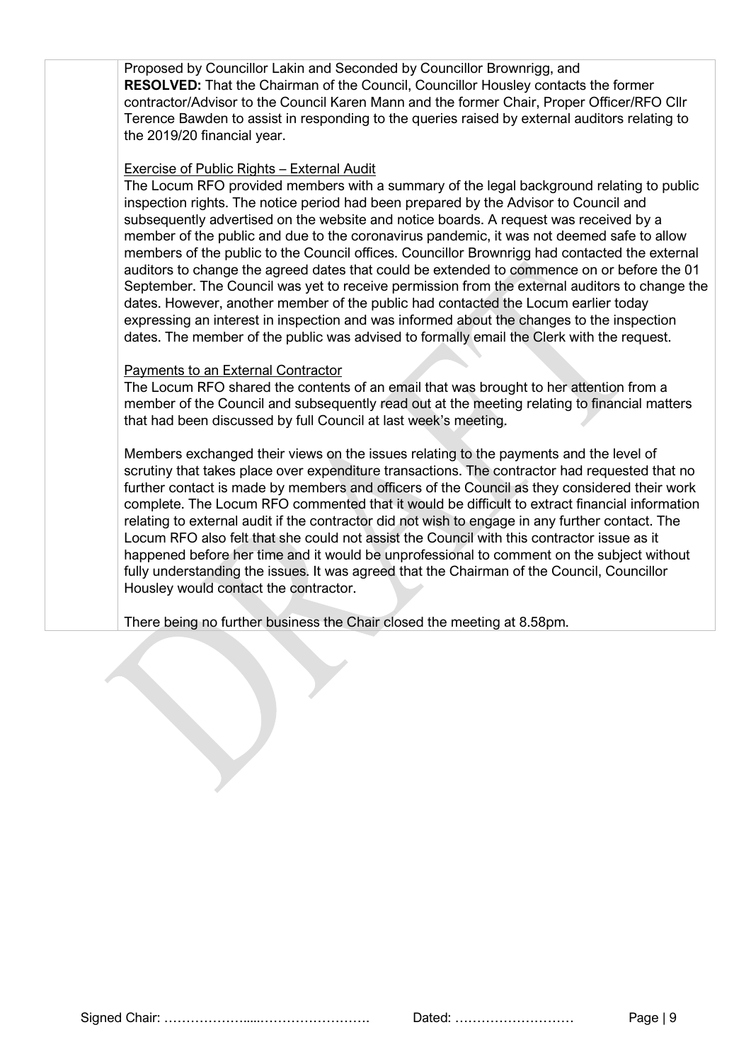Proposed by Councillor Lakin and Seconded by Councillor Brownrigg, and **RESOLVED:** That the Chairman of the Council, Councillor Housley contacts the former contractor/Advisor to the Council Karen Mann and the former Chair, Proper Officer/RFO Cllr Terence Bawden to assist in responding to the queries raised by external auditors relating to the 2019/20 financial year.

Exercise of Public Rights – External Audit

The Locum RFO provided members with a summary of the legal background relating to public inspection rights. The notice period had been prepared by the Advisor to Council and subsequently advertised on the website and notice boards. A request was received by a member of the public and due to the coronavirus pandemic, it was not deemed safe to allow members of the public to the Council offices. Councillor Brownrigg had contacted the external auditors to change the agreed dates that could be extended to commence on or before the 01 September. The Council was yet to receive permission from the external auditors to change the dates. However, another member of the public had contacted the Locum earlier today expressing an interest in inspection and was informed about the changes to the inspection dates. The member of the public was advised to formally email the Clerk with the request.

Payments to an External Contractor

The Locum RFO shared the contents of an email that was brought to her attention from a member of the Council and subsequently read out at the meeting relating to financial matters that had been discussed by full Council at last week's meeting.

Members exchanged their views on the issues relating to the payments and the level of scrutiny that takes place over expenditure transactions. The contractor had requested that no further contact is made by members and officers of the Council as they considered their work complete. The Locum RFO commented that it would be difficult to extract financial information relating to external audit if the contractor did not wish to engage in any further contact. The Locum RFO also felt that she could not assist the Council with this contractor issue as it happened before her time and it would be unprofessional to comment on the subject without fully understanding the issues. It was agreed that the Chairman of the Council, Councillor Housley would contact the contractor.

There being no further business the Chair closed the meeting at 8.58pm.

Signed Chair: ………………....……………………. Dated: ………………………